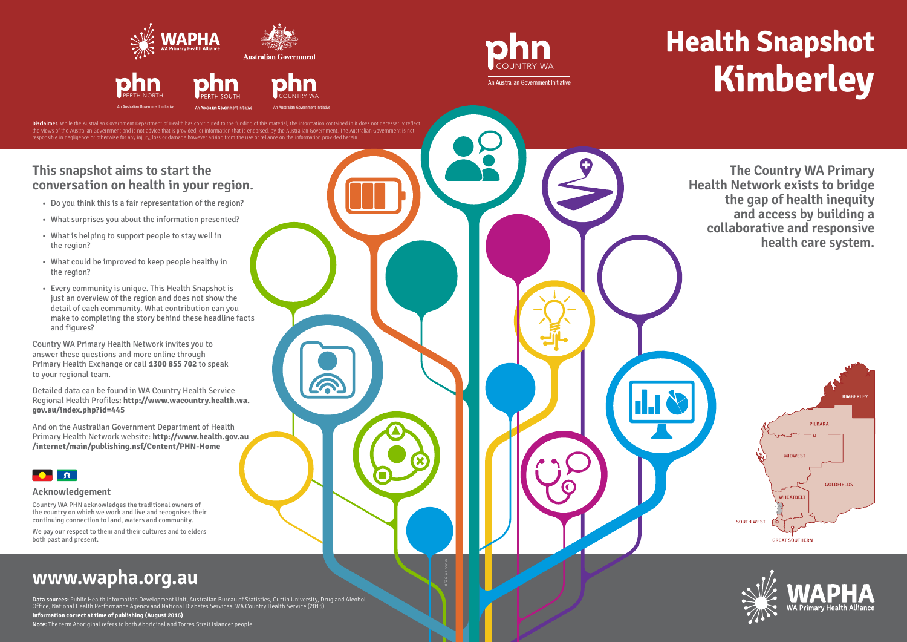# Health Snapshot Kimberley

**Disclaimer.** While the Australian Government Department of Health has contributed to the funding of this material, the information contained in it does not necessarily reflect the views of the Australian Government and is not advice that is provided, or information that is endorsed, by the Australian Government. The Australian Government is not responsible in negligence or otherwise for any injury, loss or damage however arising from the use or reliance on the information provided herein.

## This snapshot aims to start the conversation on health in your region.

- Do you think this is a fair representation of the region?
- What surprises you about the information presented?
- What is helping to support people to stay well in the region?
- What could be improved to keep people healthy in the region?
- Every community is unique. This Health Snapshot is just an overview of the region and does not show the detail of each community. What contribution can you make to completing the story behind these headline facts and figures?

Country WA Primary Health Network invites you to answer these questions and more online through Primary Health Exchange or call **1300 855 702** to speak to your regional team.

Detailed data can be found in WA Country Health Service Regional Health Profiles: **http://www.wacountry.health.wa.gov.au/index.php?id=445**

And on the Australian Government Department of Health Primary Health Network website: **http://www.health.gov.au/internet/main/publishing.nsf/Content/PHN-Home**

### Acknowledgement

Country WA PHN acknowledges the traditional owners of the country on which we work and live and recognises their continuing connection to land, waters and community.

We pay our respect to them and their cultures and to elders both past and present.

**The Country WA Primary Health Network exists to bridge the gap of health inequity and access by building a collaborative and responsive health care system.**

KIMBERLEY

PILBARA

MIDWEST

GOLDFIELDS

WHEATBELT

SOUTH WEST

GREAT SOUTHERN

## www.wapha.org.au

**Data sources:** Public Health Information Development Unit, Australian Bureau of Statistics, Curtin University, Drug and Alcohol Office, National Health Performance Agency and National Diabetes Services, WA Country Health Service (2015).

**Information correct at time of publishing (August 2016)**

**Note:** The term Aboriginal refers to both Aboriginal and Torres Strait Islander people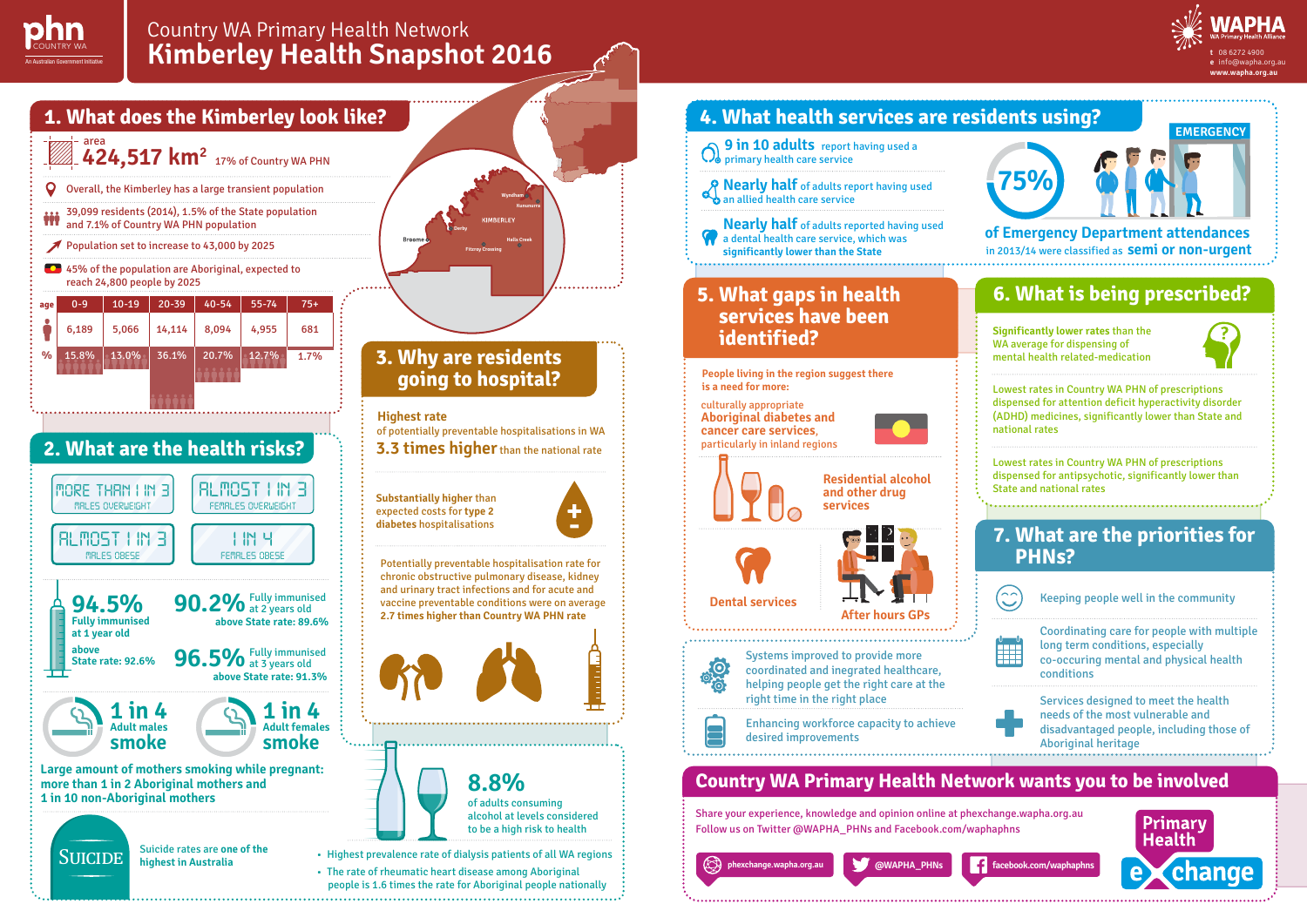# Country WA Primary Health Network
# Kimberley Health Snapshot 2016

WAPHA WA Primary Health Alliance
t 08 6272 4900
e info@wapha.org.au
www.wapha.org.au

## 1. What does the Kimberley look like?

area **424,517 km²** 17% of Country WA PHN

Overall, the Kimberley has a large transient population

39,099 residents (2014), 1.5% of the State population and 7.1% of Country WA PHN population

Population set to increase to 43,000 by 2025

45% of the population are Aboriginal, expected to reach 24,800 people by 2025

| age | 0-9 | 10-19 | 20-39 | 40-54 | 55-74 | 75+ |
|---|---|---|---|---|---|---|
| | 6,189 | 5,066 | 14,114 | 8,094 | 4,955 | 681 |
| % | 15.8% | 13.0% | 36.1% | 20.7% | 12.7% | 1.7% |

Wyndham, Kununurra, Kimberley, Derby, Broome, Halls Creek, Fitzroy Crossing

## 2. What are the health risks?

MORE THAN 1 IN 3 MALES OVERWEIGHT

ALMOST 1 IN 3 FEMALES OVERWEIGHT

ALMOST 1 IN 3 MALES OBESE

1 IN 4 FEMALES OBESE

**94.5%** Fully immunised at 1 year old above State rate: 92.6%

**90.2%** Fully immunised at 2 years old above State rate: 89.6%

**96.5%** Fully immunised at 3 years old above State rate: 91.3%

**1 in 4** Adult males **smoke**

**1 in 4** Adult females **smoke**

**Large amount of mothers smoking while pregnant: more than 1 in 2 Aboriginal mothers and 1 in 10 non-Aboriginal mothers**

SUICIDE

Suicide rates are **one of the highest in Australia**

**8.8%** of adults consuming alcohol at levels considered to be a high risk to health

- Highest prevalence rate of dialysis patients of all WA regions
- The rate of rheumatic heart disease among Aboriginal people is 1.6 times the rate for Aboriginal people nationally

## 3. Why are residents going to hospital?

**Highest rate** of potentially preventable hospitalisations in WA
**3.3 times higher** than the national rate

**Substantially higher** than expected costs for **type 2 diabetes** hospitalisations

Potentially preventable hospitalisation rate for chronic obstructive pulmonary disease, kidney and urinary tract infections and for acute and vaccine preventable conditions were on average **2.7 times higher than Country WA PHN rate**

## 4. What health services are residents using?

**9 in 10 adults** report having used a primary health care service

**Nearly half** of adults report having used an allied health care service

**Nearly half** of adults reported having used a dental health care service, which was **significantly lower than the State**

EMERGENCY

**75%** of Emergency Department attendances in 2013/14 were classified as **semi or non-urgent**

## 5. What gaps in health services have been identified?

**People living in the region suggest there is a need for more:**

culturally appropriate **Aboriginal diabetes and cancer care services**, particularly in inland regions

**Residential alcohol and other drug services**

**Dental services**

**After hours GPs**

Systems improved to provide more coordinated and inegrated healthcare, helping people get the right care at the right time in the right place

Enhancing workforce capacity to achieve desired improvements

## 6. What is being prescribed?

**Significantly lower rates** than the WA average for dispensing of mental health related-medication

Lowest rates in Country WA PHN of prescriptions dispensed for attention deficit hyperactivity disorder (ADHD) medicines, significantly lower than State and national rates

Lowest rates in Country WA PHN of prescriptions dispensed for antipsychotic, significantly lower than State and national rates

## 7. What are the priorities for PHNs?

Keeping people well in the community

Coordinating care for people with multiple long term conditions, especially co-occuring mental and physical health conditions

Services designed to meet the health needs of the most vulnerable and disadvantaged people, including those of Aboriginal heritage

## Country WA Primary Health Network wants you to be involved

Share your experience, knowledge and opinion online at phexchange.wapha.org.au
Follow us on Twitter @WAPHA_PHNs and Facebook.com/waphaphns

phexchange.wapha.org.au | @WAPHA_PHNs | facebook.com/waphaphns

Primary Health exchange